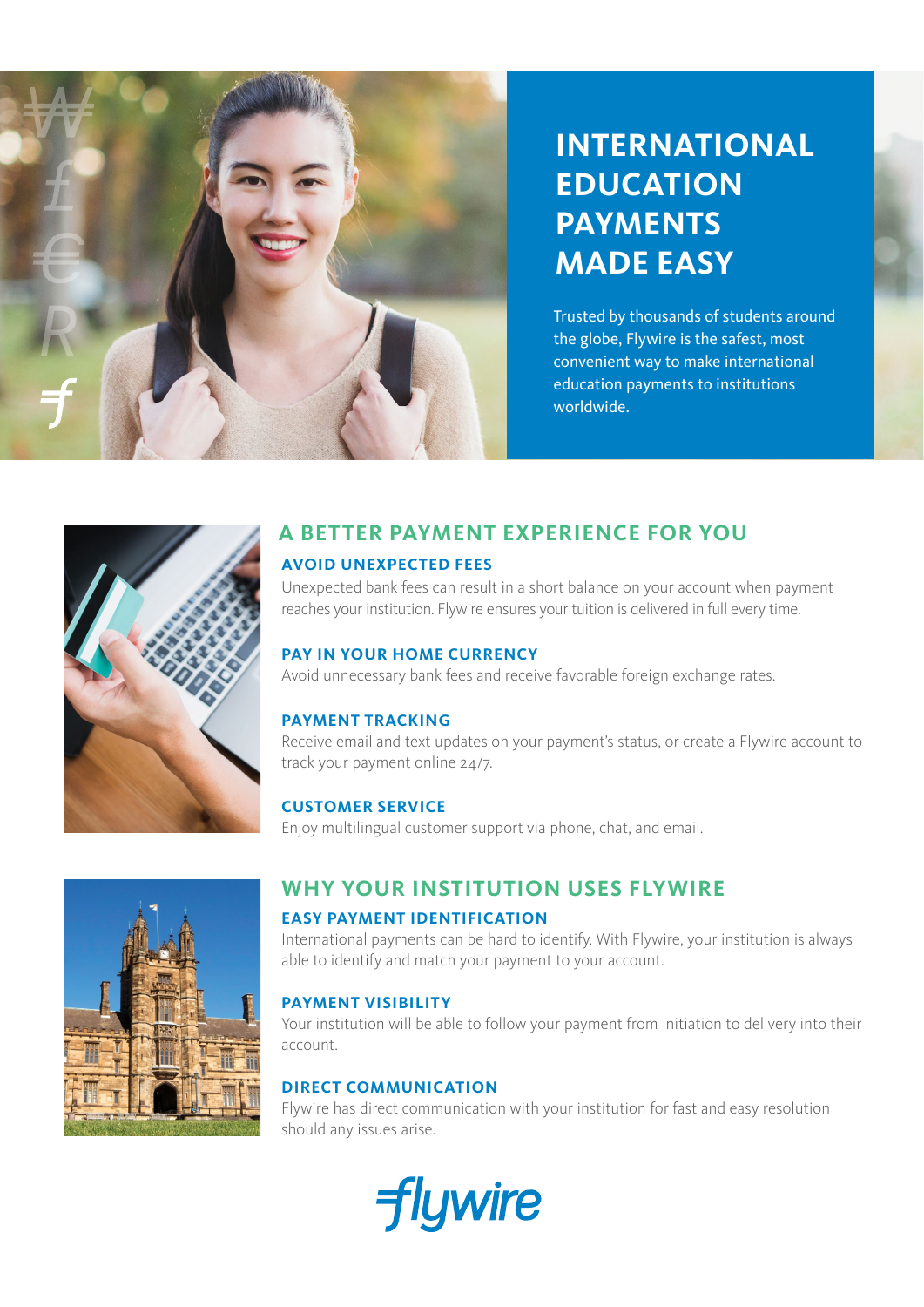# INTERNATIONAL EDUCATION PAYMENTS MADE EASY

Trusted by thousands of students around the globe, Flywire is the safest, most convenient way to make international education payments to institutions worldwide.

## A BETTER PAYMENT EXPERIENCE FOR YOU

### AVOID UNEXPECTED FEES

Unexpected bank fees can result in a short balance on your account when payment reaches your institution. Flywire ensures your tuition is delivered in full every time.

### PAY IN YOUR HOME CURRENCY

Avoid unnecessary bank fees and receive favorable foreign exchange rates.

### PAYMENT TRACKING

Receive email and text updates on your payment's status, or create a Flywire account to track your payment online 24/7.

### CUSTOMER SERVICE

Enjoy multilingual customer support via phone, chat, and email.

## WHY YOUR INSTITUTION USES FLYWIRE

### EASY PAYMENT IDENTIFICATION

International payments can be hard to identify. With Flywire, your institution is always able to identify and match your payment to your account.

### PAYMENT VISIBILITY

Your institution will be able to follow your payment from initiation to delivery into their account.

### DIRECT COMMUNICATION

Flywire has direct communication with your institution for fast and easy resolution should any issues arise.

flywire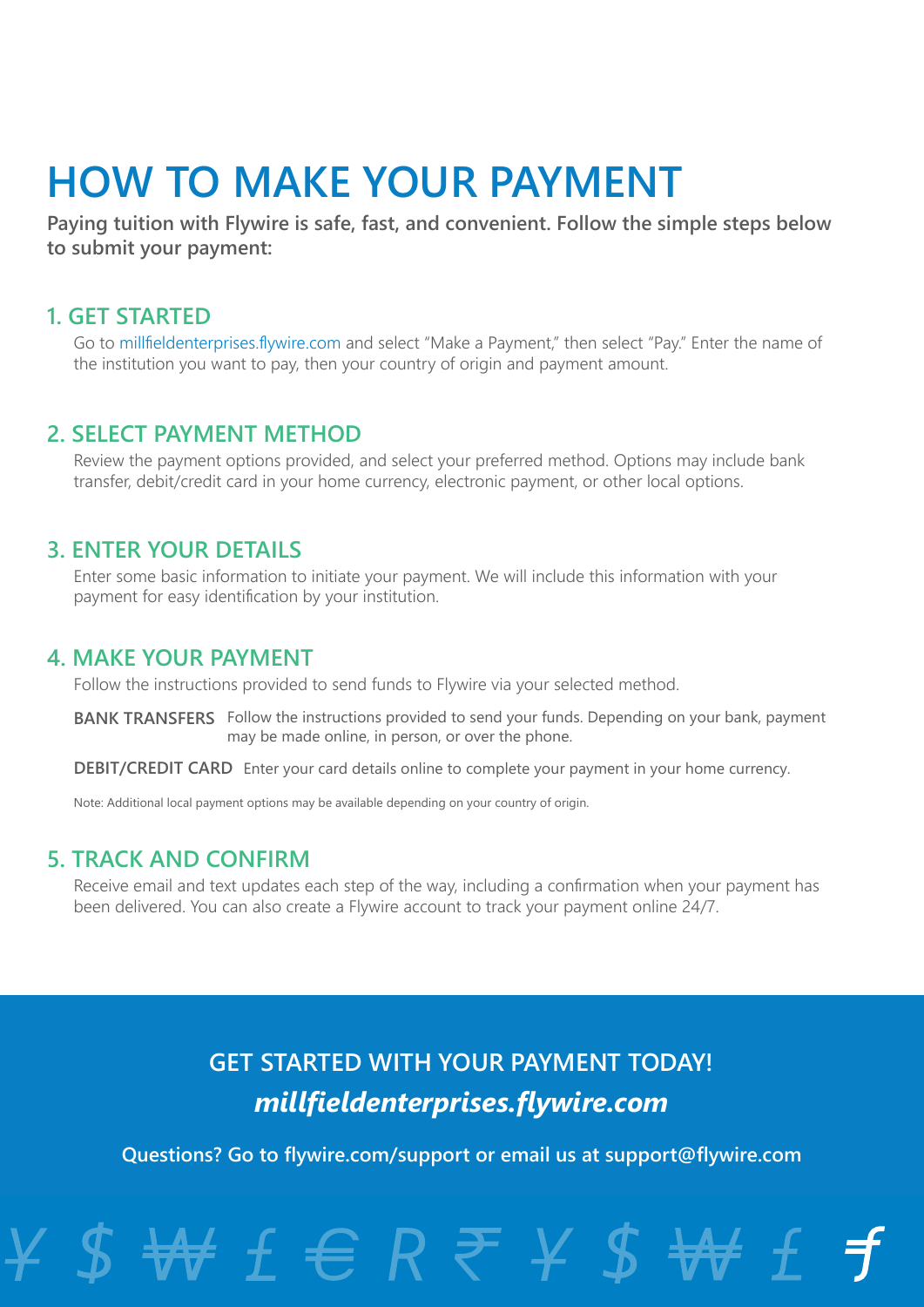# HOW TO MAKE YOUR PAYMENT

**Paying tuition with Flywire is safe, fast, and convenient. Follow the simple steps below to submit your payment:**

## 1. GET STARTED

Go to millfieldenterprises.flywire.com and select "Make a Payment," then select "Pay." Enter the name of the institution you want to pay, then your country of origin and payment amount.

## 2. SELECT PAYMENT METHOD

Review the payment options provided, and select your preferred method. Options may include bank transfer, debit/credit card in your home currency, electronic payment, or other local options.

## 3. ENTER YOUR DETAILS

Enter some basic information to initiate your payment. We will include this information with your payment for easy identification by your institution.

## 4. MAKE YOUR PAYMENT

Follow the instructions provided to send funds to Flywire via your selected method.

**BANK TRANSFERS** Follow the instructions provided to send your funds. Depending on your bank, payment may be made online, in person, or over the phone.

**DEBIT/CREDIT CARD** Enter your card details online to complete your payment in your home currency.

Note: Additional local payment options may be available depending on your country of origin.

## 5. TRACK AND CONFIRM

Receive email and text updates each step of the way, including a confirmation when your payment has been delivered. You can also create a Flywire account to track your payment online 24/7.

**GET STARTED WITH YOUR PAYMENT TODAY!**

***millfieldenterprises.flywire.com***

**Questions? Go to flywire.com/support or email us at support@flywire.com**